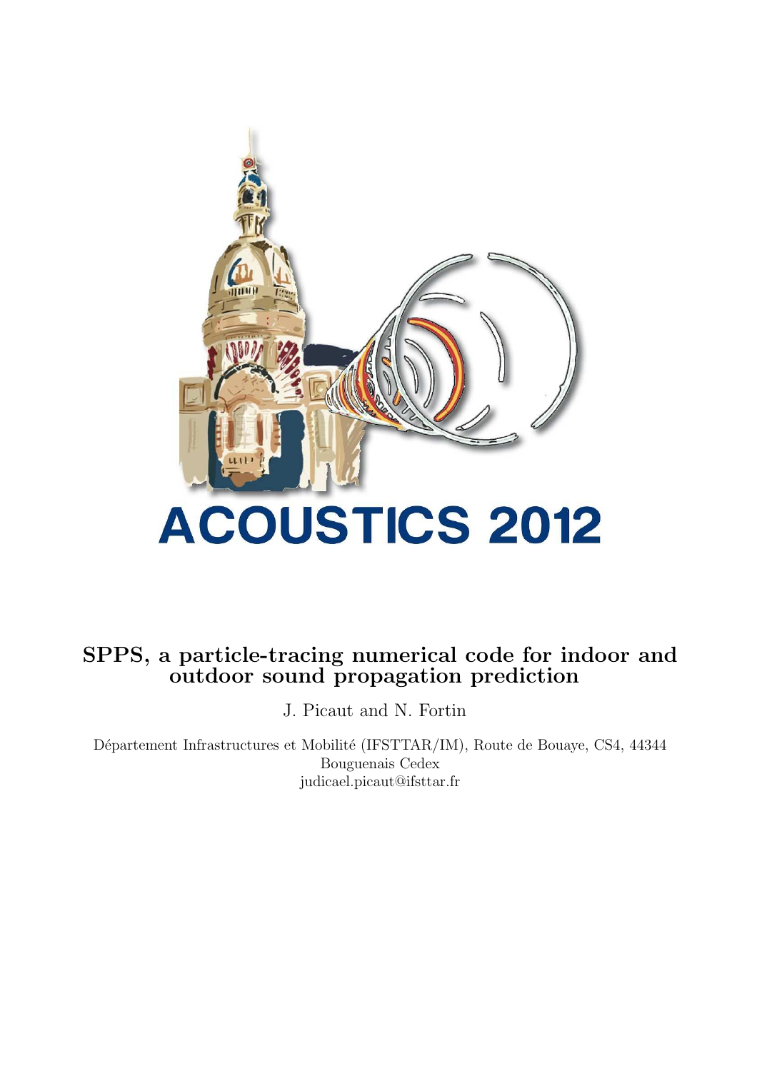ACOUSTICS 2012

# SPPS, a particle-tracing numerical code for indoor and outdoor sound propagation prediction

J. Picaut and N. Fortin

Département Infrastructures et Mobilité (IFSTTAR/IM), Route de Bouaye, CS4, 44344 Bouguenais Cedex
judicael.picaut@ifsttar.fr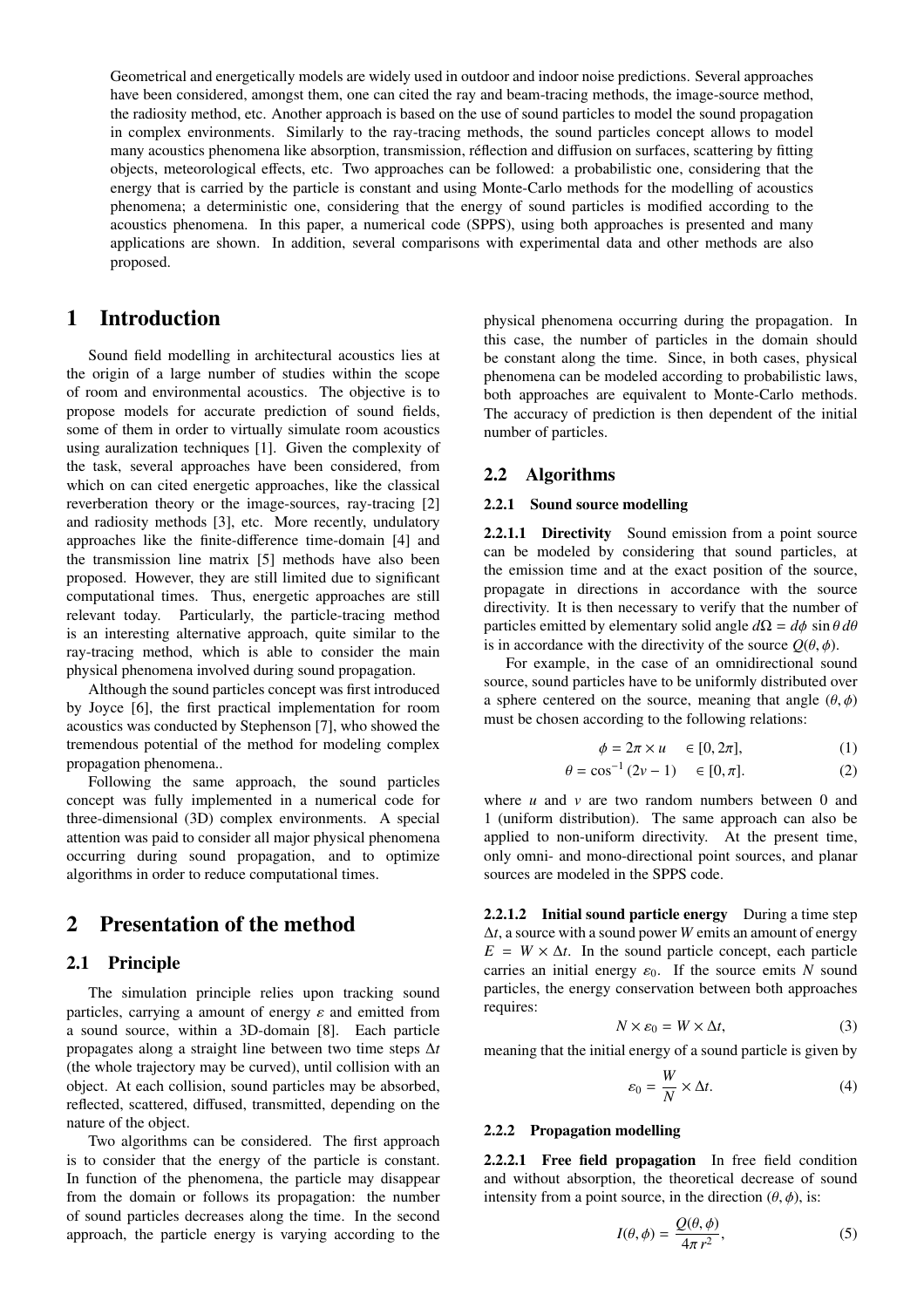Geometrical and energetically models are widely used in outdoor and indoor noise predictions. Several approaches have been considered, amongst them, one can cited the ray and beam-tracing methods, the image-source method, the radiosity method, etc. Another approach is based on the use of sound particles to model the sound propagation in complex environments. Similarly to the ray-tracing methods, the sound particles concept allows to model many acoustics phenomena like absorption, transmission, réflection and diffusion on surfaces, scattering by fitting objects, meteorological effects, etc. Two approaches can be followed: a probabilistic one, considering that the energy that is carried by the particle is constant and using Monte-Carlo methods for the modelling of acoustics phenomena; a deterministic one, considering that the energy of sound particles is modified according to the acoustics phenomena. In this paper, a numerical code (SPPS), using both approaches is presented and many applications are shown. In addition, several comparisons with experimental data and other methods are also proposed.

# 1 Introduction

Sound field modelling in architectural acoustics lies at the origin of a large number of studies within the scope of room and environmental acoustics. The objective is to propose models for accurate prediction of sound fields, some of them in order to virtually simulate room acoustics using auralization techniques [1]. Given the complexity of the task, several approaches have been considered, from which on can cited energetic approaches, like the classical reverberation theory or the image-sources, ray-tracing [2] and radiosity methods [3], etc. More recently, undulatory approaches like the finite-difference time-domain [4] and the transmission line matrix [5] methods have also been proposed. However, they are still limited due to significant computational times. Thus, energetic approaches are still relevant today. Particularly, the particle-tracing method is an interesting alternative approach, quite similar to the ray-tracing method, which is able to consider the main physical phenomena involved during sound propagation.

Although the sound particles concept was first introduced by Joyce [6], the first practical implementation for room acoustics was conducted by Stephenson [7], who showed the tremendous potential of the method for modeling complex propagation phenomena..

Following the same approach, the sound particles concept was fully implemented in a numerical code for three-dimensional (3D) complex environments. A special attention was paid to consider all major physical phenomena occurring during sound propagation, and to optimize algorithms in order to reduce computational times.

# 2 Presentation of the method

## 2.1 Principle

The simulation principle relies upon tracking sound particles, carrying a amount of energy $\varepsilon$ and emitted from a sound source, within a 3D-domain [8]. Each particle propagates along a straight line between two time steps $\Delta t$ (the whole trajectory may be curved), until collision with an object. At each collision, sound particles may be absorbed, reflected, scattered, diffused, transmitted, depending on the nature of the object.

Two algorithms can be considered. The first approach is to consider that the energy of the particle is constant. In function of the phenomena, the particle may disappear from the domain or follows its propagation: the number of sound particles decreases along the time. In the second approach, the particle energy is varying according to the physical phenomena occurring during the propagation. In this case, the number of particles in the domain should be constant along the time. Since, in both cases, physical phenomena can be modeled according to probabilistic laws, both approaches are equivalent to Monte-Carlo methods. The accuracy of prediction is then dependent of the initial number of particles.

## 2.2 Algorithms

### 2.2.1 Sound source modelling

**2.2.1.1 Directivity** Sound emission from a point source can be modeled by considering that sound particles, at the emission time and at the exact position of the source, propagate in directions in accordance with the source directivity. It is then necessary to verify that the number of particles emitted by elementary solid angle $d\Omega = d\phi \sin\theta\, d\theta$ is in accordance with the directivity of the source $Q(\theta, \phi)$.

For example, in the case of an omnidirectional sound source, sound particles have to be uniformly distributed over a sphere centered on the source, meaning that angle $(\theta, \phi)$ must be chosen according to the following relations:

$$\phi = 2\pi \times u \quad \in [0, 2\pi], \tag{1}$$

$$\theta = \cos^{-1}(2v - 1) \quad \in [0, \pi]. \tag{2}$$

where $u$ and $v$ are two random numbers between 0 and 1 (uniform distribution). The same approach can also be applied to non-uniform directivity. At the present time, only omni- and mono-directional point sources, and planar sources are modeled in the SPPS code.

**2.2.1.2 Initial sound particle energy** During a time step $\Delta t$, a source with a sound power $W$ emits an amount of energy $E = W \times \Delta t$. In the sound particle concept, each particle carries an initial energy $\varepsilon_0$. If the source emits $N$ sound particles, the energy conservation between both approaches requires:

$$N \times \varepsilon_0 = W \times \Delta t, \tag{3}$$

meaning that the initial energy of a sound particle is given by

$$\varepsilon_0 = \frac{W}{N} \times \Delta t. \tag{4}$$

### 2.2.2 Propagation modelling

**2.2.2.1 Free field propagation** In free field condition and without absorption, the theoretical decrease of sound intensity from a point source, in the direction $(\theta, \phi)$, is:

$$I(\theta, \phi) = \frac{Q(\theta, \phi)}{4\pi\, r^2}, \tag{5}$$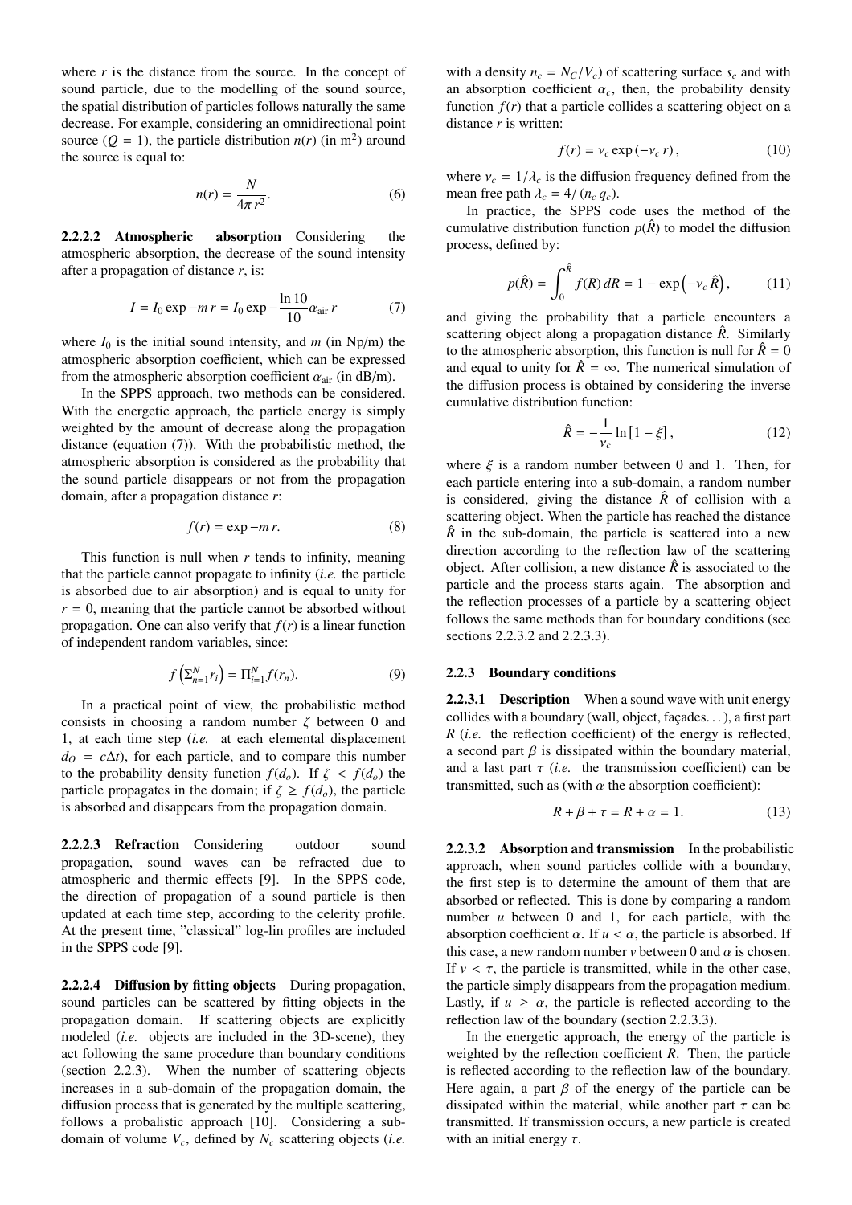where $r$ is the distance from the source. In the concept of sound particle, due to the modelling of the sound source, the spatial distribution of particles follows naturally the same decrease. For example, considering an omnidirectional point source ($Q = 1$), the particle distribution $n(r)$ (in $m^2$) around the source is equal to:

$$n(r) = \frac{N}{4\pi\, r^2}. \tag{6}$$

**2.2.2.2 Atmospheric absorption** Considering the atmospheric absorption, the decrease of the sound intensity after a propagation of distance $r$, is:

$$I = I_0 \exp -m\, r = I_0 \exp -\frac{\ln 10}{10}\alpha_{\text{air}}\, r \tag{7}$$

where $I_0$ is the initial sound intensity, and $m$ (in Np/m) the atmospheric absorption coefficient, which can be expressed from the atmospheric absorption coefficient $\alpha_{\text{air}}$ (in dB/m).

In the SPPS approach, two methods can be considered. With the energetic approach, the particle energy is simply weighted by the amount of decrease along the propagation distance (equation (7)). With the probabilistic method, the atmospheric absorption is considered as the probability that the sound particle disappears or not from the propagation domain, after a propagation distance $r$:

$$f(r) = \exp -m\, r. \tag{8}$$

This function is null when $r$ tends to infinity, meaning that the particle cannot propagate to infinity (*i.e.* the particle is absorbed due to air absorption) and is equal to unity for $r = 0$, meaning that the particle cannot be absorbed without propagation. One can also verify that $f(r)$ is a linear function of independent random variables, since:

$$f\left(\Sigma_{n=1}^{N} r_i\right) = \Pi_{i=1}^{N} f(r_n). \tag{9}$$

In a practical point of view, the probabilistic method consists in choosing a random number $\zeta$ between 0 and 1, at each time step (*i.e.* at each elemental displacement $d_O = c\Delta t$), for each particle, and to compare this number to the probability density function $f(d_o)$. If $\zeta < f(d_o)$ the particle propagates in the domain; if $\zeta \geq f(d_o)$, the particle is absorbed and disappears from the propagation domain.

**2.2.2.3 Refraction** Considering outdoor sound propagation, sound waves can be refracted due to atmospheric and thermic effects [9]. In the SPPS code, the direction of propagation of a sound particle is then updated at each time step, according to the celerity profile. At the present time, "classical" log-lin profiles are included in the SPPS code [9].

**2.2.2.4 Diffusion by fitting objects** During propagation, sound particles can be scattered by fitting objects in the propagation domain. If scattering objects are explicitly modeled (*i.e.* objects are included in the 3D-scene), they act following the same procedure than boundary conditions (section 2.2.3). When the number of scattering objects increases in a sub-domain of the propagation domain, the diffusion process that is generated by the multiple scattering, follows a probalistic approach [10]. Considering a sub-domain of volume $V_c$, defined by $N_c$ scattering objects (*i.e.* with a density $n_c = N_C/V_c$) of scattering surface $s_c$ and with an absorption coefficient $\alpha_c$, then, the probability density function $f(r)$ that a particle collides a scattering object on a distance $r$ is written:

$$f(r) = \nu_c \exp\left(-\nu_c\, r\right), \tag{10}$$

where $\nu_c = 1/\lambda_c$ is the diffusion frequency defined from the mean free path $\lambda_c = 4/\left(n_c\, q_c\right)$.

In practice, the SPPS code uses the method of the cumulative distribution function $p(\hat{R})$ to model the diffusion process, defined by:

$$p(\hat{R}) = \int_0^{\hat{R}} f(R)\, dR = 1 - \exp\left(-\nu_c\, \hat{R}\right), \tag{11}$$

and giving the probability that a particle encounters a scattering object along a propagation distance $\hat{R}$. Similarly to the atmospheric absorption, this function is null for $\hat{R} = 0$ and equal to unity for $\hat{R} = \infty$. The numerical simulation of the diffusion process is obtained by considering the inverse cumulative distribution function:

$$\hat{R} = -\frac{1}{\nu_c} \ln\left[1 - \xi\right], \tag{12}$$

where $\xi$ is a random number between 0 and 1. Then, for each particle entering into a sub-domain, a random number is considered, giving the distance $\hat{R}$ of collision with a scattering object. When the particle has reached the distance $\hat{R}$ in the sub-domain, the particle is scattered into a new direction according to the reflection law of the scattering object. After collision, a new distance $\hat{R}$ is associated to the particle and the process starts again. The absorption and the reflection processes of a particle by a scattering object follows the same methods than for boundary conditions (see sections 2.2.3.2 and 2.2.3.3).

### 2.2.3 Boundary conditions

**2.2.3.1 Description** When a sound wave with unit energy collides with a boundary (wall, object, façades…), a first part $R$ (*i.e.* the reflection coefficient) of the energy is reflected, a second part $\beta$ is dissipated within the boundary material, and a last part $\tau$ (*i.e.* the transmission coefficient) can be transmitted, such as (with $\alpha$ the absorption coefficient):

$$R + \beta + \tau = R + \alpha = 1. \tag{13}$$

**2.2.3.2 Absorption and transmission** In the probabilistic approach, when sound particles collide with a boundary, the first step is to determine the amount of them that are absorbed or reflected. This is done by comparing a random number $u$ between 0 and 1, for each particle, with the absorption coefficient $\alpha$. If $u < \alpha$, the particle is absorbed. If this case, a new random number $v$ between 0 and $\alpha$ is chosen. If $v < \tau$, the particle is transmitted, while in the other case, the particle simply disappears from the propagation medium. Lastly, if $u \geq \alpha$, the particle is reflected according to the reflection law of the boundary (section 2.2.3.3).

In the energetic approach, the energy of the particle is weighted by the reflection coefficient $R$. Then, the particle is reflected according to the reflection law of the boundary. Here again, a part $\beta$ of the energy of the particle can be dissipated within the material, while another part $\tau$ can be transmitted. If transmission occurs, a new particle is created with an initial energy $\tau$.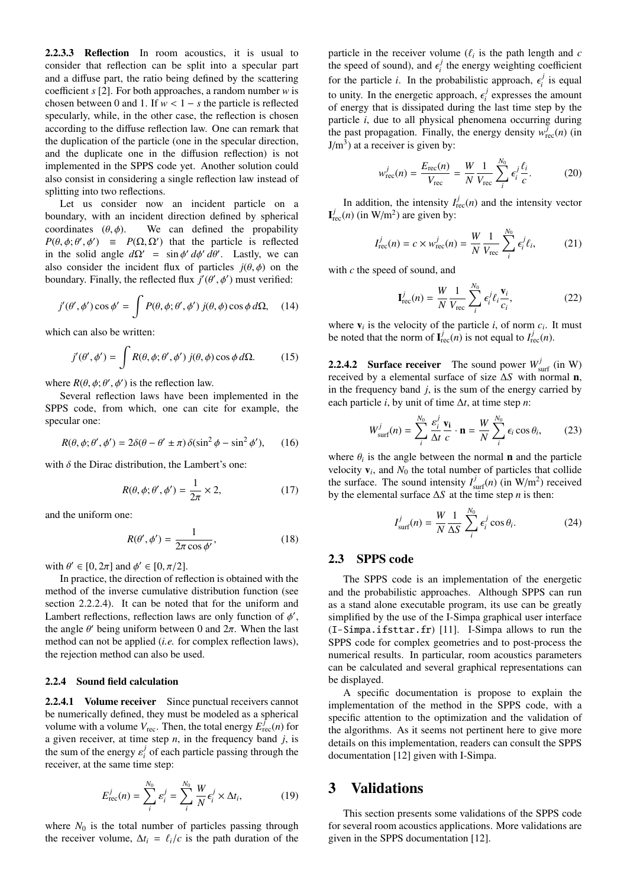**2.2.3.3 Reflection** In room acoustics, it is usual to consider that reflection can be split into a specular part and a diffuse part, the ratio being defined by the scattering coefficient $s$ [2]. For both approaches, a random number $w$ is chosen between 0 and 1. If $w < 1 - s$ the particle is reflected specularly, while, in the other case, the reflection is chosen according to the diffuse reflection law. One can remark that the duplication of the particle (one in the specular direction, and the duplicate one in the diffusion reflection) is not implemented in the SPPS code yet. Another solution could also consist in considering a single reflection law instead of splitting into two reflections.

Let us consider now an incident particle on a boundary, with an incident direction defined by spherical coordinates $(\theta, \phi)$. We can defined the propability $P(\theta, \phi; \theta', \phi') \equiv P(\Omega, \Omega')$ that the particle is reflected in the solid angle $d\Omega' = \sin\phi'\, d\phi'\, d\theta'$. Lastly, we can also consider the incident flux of particles $j(\theta, \phi)$ on the boundary. Finally, the reflected flux $j'(\theta', \phi')$ must verified:

$$j'(\theta', \phi') \cos\phi' = \int P(\theta, \phi; \theta', \phi')\, j(\theta, \phi) \cos\phi\, d\Omega, \quad (14)$$

which can also be written:

$$j'(\theta', \phi') = \int R(\theta, \phi; \theta', \phi')\, j(\theta, \phi) \cos\phi\, d\Omega. \quad (15)$$

where $R(\theta, \phi; \theta', \phi')$ is the reflection law.

Several reflection laws have been implemented in the SPPS code, from which, one can cite for example, the specular one:

$$R(\theta, \phi; \theta', \phi') = 2\delta(\theta - \theta' \pm \pi)\, \delta(\sin^2\phi - \sin^2\phi'), \quad (16)$$

with $\delta$ the Dirac distribution, the Lambert's one:

$$R(\theta, \phi; \theta', \phi') = \frac{1}{2\pi} \times 2, \quad (17)$$

and the uniform one:

$$R(\theta', \phi') = \frac{1}{2\pi \cos\phi'}, \quad (18)$$

with $\theta' \in [0, 2\pi]$ and $\phi' \in [0, \pi/2]$.

In practice, the direction of reflection is obtained with the method of the inverse cumulative distribution function (see section 2.2.2.4). It can be noted that for the uniform and Lambert reflections, reflection laws are only function of $\phi'$, the angle $\theta'$ being uniform between 0 and $2\pi$. When the last method can not be applied (*i.e.* for complex reflection laws), the rejection method can also be used.

### 2.2.4 Sound field calculation

**2.2.4.1 Volume receiver** Since punctual receivers cannot be numerically defined, they must be modeled as a spherical volume with a volume $V_{\text{rec}}$. Then, the total energy $E^j_{\text{rec}}(n)$ for a given receiver, at time step $n$, in the frequency band $j$, is the sum of the energy $\varepsilon^j_i$ of each particle passing through the receiver, at the same time step:

$$E^j_{\text{rec}}(n) = \sum_i^{N_0} \varepsilon^j_i = \sum_i^{N_0} \frac{W}{N} \epsilon^j_i \times \Delta t_i, \quad (19)$$

where $N_0$ is the total number of particles passing through the receiver volume, $\Delta t_i = \ell_i / c$ is the path duration of the particle in the receiver volume ($\ell_i$ is the path length and $c$ the speed of sound), and $\epsilon^j_i$ the energy weighting coefficient for the particle $i$. In the probabilistic approach, $\epsilon^j_i$ is equal to unity. In the energetic approach, $\epsilon^j_i$ expresses the amount of energy that is dissipated during the last time step by the particle $i$, due to all physical phenomena occurring during the past propagation. Finally, the energy density $w^j_{\text{rec}}(n)$ (in J/m$^3$) at a receiver is given by:

$$w^j_{\text{rec}}(n) = \frac{E_{\text{rec}}(n)}{V_{\text{rec}}} = \frac{W}{N} \frac{1}{V_{\text{rec}}} \sum_i^{N_0} \epsilon^j_i \frac{\ell_i}{c}. \quad (20)$$

In addition, the intensity $I^j_{\text{rec}}(n)$ and the intensity vector $\mathbf{I}^j_{\text{rec}}(n)$ (in W/m$^2$) are given by:

$$I^j_{\text{rec}}(n) = c \times w^j_{\text{rec}}(n) = \frac{W}{N} \frac{1}{V_{\text{rec}}} \sum_i^{N_0} \epsilon^j_i \ell_i, \quad (21)$$

with $c$ the speed of sound, and

$$\mathbf{I}^j_{\text{rec}}(n) = \frac{W}{N} \frac{1}{V_{\text{rec}}} \sum_i^{N_0} \epsilon^j_i \ell_i \frac{\mathbf{v}_i}{c_i}, \quad (22)$$

where $\mathbf{v}_i$ is the velocity of the particle $i$, of norm $c_i$. It must be noted that the norm of $\mathbf{I}^j_{\text{rec}}(n)$ is not equal to $I^j_{\text{rec}}(n)$.

**2.2.4.2 Surface receiver** The sound power $W^j_{\text{surf}}$ (in W) received by a elemental surface of size $\Delta S$ with normal $\mathbf{n}$, in the frequency band $j$, is the sum of the energy carried by each particle $i$, by unit of time $\Delta t$, at time step $n$:

$$W^j_{\text{surf}}(n) = \sum_i^{N_0} \frac{\varepsilon^j_i}{\Delta t} \frac{\mathbf{v_i}}{c} \cdot \mathbf{n} = \frac{W}{N} \sum_i^{N_0} \epsilon_i \cos\theta_i, \quad (23)$$

where $\theta_i$ is the angle between the normal $\mathbf{n}$ and the particle velocity $\mathbf{v}_i$, and $N_0$ the total number of particles that collide the surface. The sound intensity $I^j_{\text{surf}}(n)$ (in W/m$^2$) received by the elemental $\Delta S$ at the time step $n$ is then:

$$I^j_{\text{surf}}(n) = \frac{W}{N} \frac{1}{\Delta S} \sum_i^{N_0} \epsilon^j_i \cos\theta_i. \quad (24)$$

## 2.3 SPPS code

The SPPS code is an implementation of the energetic and the probabilistic approaches. Although SPPS can run as a stand alone executable program, its use can be greatly simplified by the use of the I-Simpa graphical user interface (`I-Simpa.ifsttar.fr`) [11]. I-Simpa allows to run the SPPS code for complex geometries and to post-process the numerical results. In particular, room acoustics parameters can be calculated and several graphical representations can be displayed.

A specific documentation is propose to explain the implementation of the method in the SPPS code, with a specific attention to the optimization and the validation of the algorithms. As it seems not pertinent here to give more details on this implementation, readers can consult the SPPS documentation [12] given with I-Simpa.

# 3 Validations

This section presents some validations of the SPPS code for several room acoustics applications. More validations are given in the SPPS documentation [12].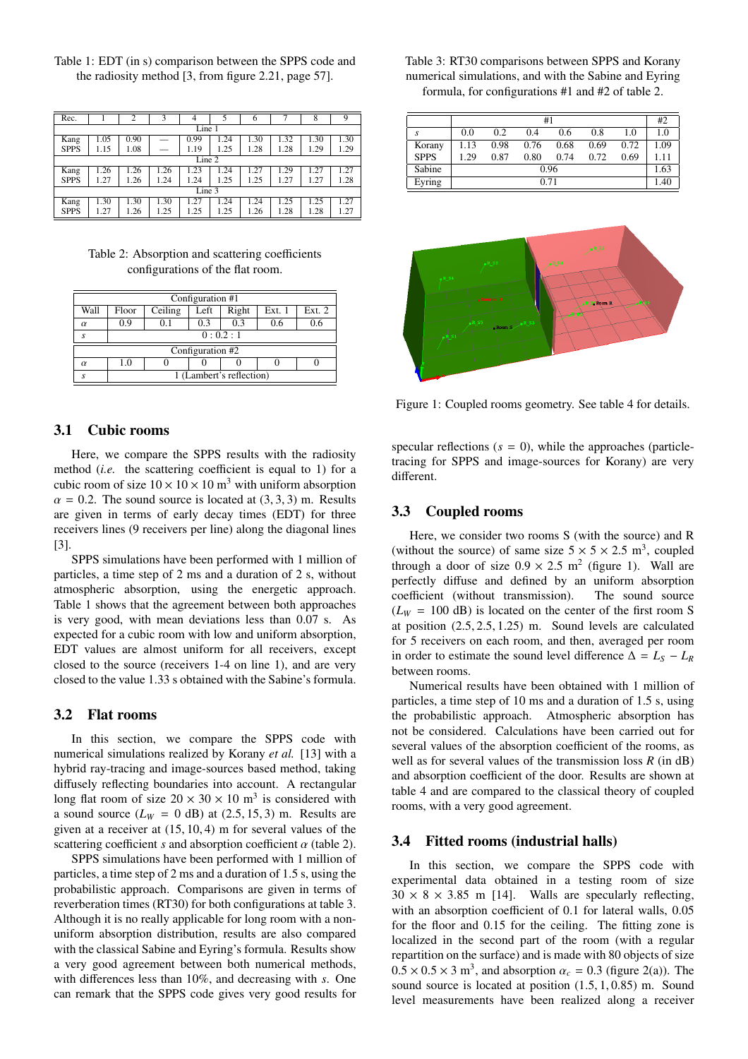Table 1: EDT (in s) comparison between the SPPS code and the radiosity method [3, from figure 2.21, page 57].

| Rec. | 1 | 2 | 3 | 4 | 5 | 6 | 7 | 8 | 9 |
|---|---|---|---|---|---|---|---|---|---|
| Line 1 | | | | | | | | | |
| Kang | 1.05 | 0.90 | — | 0.99 | 1.24 | 1.30 | 1.32 | 1.30 | 1.30 |
| SPPS | 1.15 | 1.08 | — | 1.19 | 1.25 | 1.28 | 1.28 | 1.29 | 1.29 |
| Line 2 | | | | | | | | | |
| Kang | 1.26 | 1.26 | 1.26 | 1.23 | 1.24 | 1.27 | 1.29 | 1.27 | 1.27 |
| SPPS | 1.27 | 1.26 | 1.24 | 1.24 | 1.25 | 1.25 | 1.27 | 1.27 | 1.28 |
| Line 3 | | | | | | | | | |
| Kang | 1.30 | 1.30 | 1.30 | 1.27 | 1.24 | 1.24 | 1.25 | 1.25 | 1.27 |
| SPPS | 1.27 | 1.26 | 1.25 | 1.25 | 1.25 | 1.26 | 1.28 | 1.28 | 1.27 |

Table 2: Absorption and scattering coefficients configurations of the flat room.

| Configuration #1 | | | | | | |
|---|---|---|---|---|---|---|
| Wall | Floor | Ceiling | Left | Right | Ext. 1 | Ext. 2 |
| $\alpha$ | 0.9 | 0.1 | 0.3 | 0.3 | 0.6 | 0.6 |
| $s$ | 0 : 0.2 : 1 | | | | | |
| Configuration #2 | | | | | | |
| $\alpha$ | 1.0 | 0 | 0 | 0 | 0 | 0 |
| $s$ | 1 (Lambert's reflection) | | | | | |

## 3.1 Cubic rooms

Here, we compare the SPPS results with the radiosity method (*i.e.* the scattering coefficient is equal to 1) for a cubic room of size $10 \times 10 \times 10$ m$^3$ with uniform absorption $\alpha = 0.2$. The sound source is located at $(3, 3, 3)$ m. Results are given in terms of early decay times (EDT) for three receivers lines (9 receivers per line) along the diagonal lines [3].

SPPS simulations have been performed with 1 million of particles, a time step of 2 ms and a duration of 2 s, without atmospheric absorption, using the energetic approach. Table 1 shows that the agreement between both approaches is very good, with mean deviations less than 0.07 s. As expected for a cubic room with low and uniform absorption, EDT values are almost uniform for all receivers, except closed to the source (receivers 1-4 on line 1), and are very closed to the value 1.33 s obtained with the Sabine's formula.

## 3.2 Flat rooms

In this section, we compare the SPPS code with numerical simulations realized by Korany *et al.* [13] with a hybrid ray-tracing and image-sources based method, taking diffusely reflecting boundaries into account. A rectangular long flat room of size $20 \times 30 \times 10$ m$^3$ is considered with a sound source ($L_W = 0$ dB) at $(2.5, 15, 3)$ m. Results are given at a receiver at $(15, 10, 4)$ m for several values of the scattering coefficient $s$ and absorption coefficient $\alpha$ (table 2).

SPPS simulations have been performed with 1 million of particles, a time step of 2 ms and a duration of 1.5 s, using the probabilistic approach. Comparisons are given in terms of reverberation times (RT30) for both configurations at table 3. Although it is no really applicable for long room with a non-uniform absorption distribution, results are also compared with the classical Sabine and Eyring's formula. Results show a very good agreement between both numerical methods, with differences less than 10%, and decreasing with $s$. One can remark that the SPPS code gives very good results for specular reflections ($s = 0$), while the approaches (particle-tracing for SPPS and image-sources for Korany) are very different.

Table 3: RT30 comparisons between SPPS and Korany numerical simulations, and with the Sabine and Eyring formula, for configurations #1 and #2 of table 2.

| | #1 | | | | | | #2 |
|---|---|---|---|---|---|---|---|
| $s$ | 0.0 | 0.2 | 0.4 | 0.6 | 0.8 | 1.0 | 1.0 |
| Korany | 1.13 | 0.98 | 0.76 | 0.68 | 0.69 | 0.72 | 1.09 |
| SPPS | 1.29 | 0.87 | 0.80 | 0.74 | 0.72 | 0.69 | 1.11 |
| Sabine | 0.96 | | | | | | 1.63 |
| Eyring | 0.71 | | | | | | 1.40 |

Figure 1: Coupled rooms geometry. See table 4 for details.

## 3.3 Coupled rooms

Here, we consider two rooms S (with the source) and R (without the source) of same size $5 \times 5 \times 2.5$ m$^3$, coupled through a door of size $0.9 \times 2.5$ m$^2$ (figure 1). Wall are perfectly diffuse and defined by an uniform absorption coefficient (without transmission). The sound source ($L_W = 100$ dB) is located on the center of the first room S at position $(2.5, 2.5, 1.25)$ m. Sound levels are calculated for 5 receivers on each room, and then, averaged per room in order to estimate the sound level difference $\Delta = L_S - L_R$ between rooms.

Numerical results have been obtained with 1 million of particles, a time step of 10 ms and a duration of 1.5 s, using the probabilistic approach. Atmospheric absorption has not be considered. Calculations have been carried out for several values of the absorption coefficient of the rooms, as well as for several values of the transmission loss $R$ (in dB) and absorption coefficient of the door. Results are shown at table 4 and are compared to the classical theory of coupled rooms, with a very good agreement.

## 3.4 Fitted rooms (industrial halls)

In this section, we compare the SPPS code with experimental data obtained in a testing room of size $30 \times 8 \times 3.85$ m [14]. Walls are specularly reflecting, with an absorption coefficient of 0.1 for lateral walls, 0.05 for the floor and 0.15 for the ceiling. The fitting zone is localized in the second part of the room (with a regular repartition on the surface) and is made with 80 objects of size $0.5 \times 0.5 \times 3$ m$^3$, and absorption $\alpha_c = 0.3$ (figure 2(a)). The sound source is located at position $(1.5, 1, 0.85)$ m. Sound level measurements have been realized along a receiver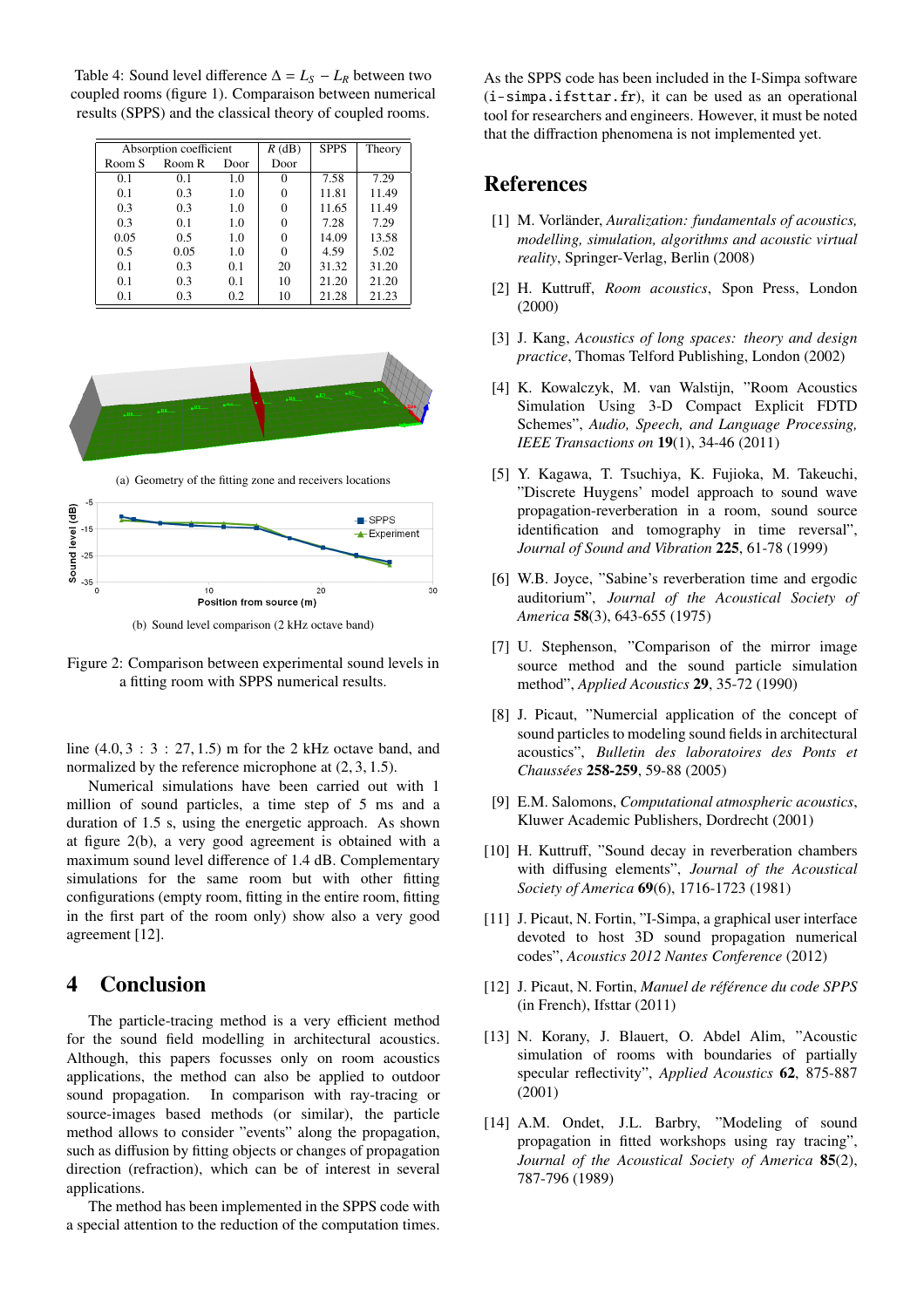Table 4: Sound level difference $\Delta = L_S - L_R$ between two coupled rooms (figure 1). Comparaison between numerical results (SPPS) and the classical theory of coupled rooms.

| Absorption coefficient | | | $R$ (dB) | SPPS | Theory |
|---|---|---|---|---|---|
| Room S | Room R | Door | Door | | |
| 0.1 | 0.1 | 1.0 | 0 | 7.58 | 7.29 |
| 0.1 | 0.3 | 1.0 | 0 | 11.81 | 11.49 |
| 0.3 | 0.3 | 1.0 | 0 | 11.65 | 11.49 |
| 0.3 | 0.1 | 1.0 | 0 | 7.28 | 7.29 |
| 0.05 | 0.5 | 1.0 | 0 | 14.09 | 13.58 |
| 0.5 | 0.05 | 1.0 | 0 | 4.59 | 5.02 |
| 0.1 | 0.3 | 0.1 | 20 | 31.32 | 31.20 |
| 0.1 | 0.3 | 0.1 | 10 | 21.20 | 21.20 |
| 0.1 | 0.3 | 0.2 | 10 | 21.28 | 21.23 |

(a) Geometry of the fitting zone and receivers locations

Sound level (dB)
-5
-15
-25
-35
0
10
20
30
Position from source (m)
SPPS
Experiment

(b) Sound level comparison (2 kHz octave band)

Figure 2: Comparison between experimental sound levels in a fitting room with SPPS numerical results.

line $(4.0, 3 : 3 : 27, 1.5)$ m for the 2 kHz octave band, and normalized by the reference microphone at $(2, 3, 1.5)$.

Numerical simulations have been carried out with 1 million of sound particles, a time step of 5 ms and a duration of 1.5 s, using the energetic approach. As shown at figure 2(b), a very good agreement is obtained with a maximum sound level difference of 1.4 dB. Complementary simulations for the same room but with other fitting configurations (empty room, fitting in the entire room, fitting in the first part of the room only) show also a very good agreement [12].

## 4 Conclusion

The particle-tracing method is a very efficient method for the sound field modelling in architectural acoustics. Although, this papers focusses only on room acoustics applications, the method can also be applied to outdoor sound propagation. In comparison with ray-tracing or source-images based methods (or similar), the particle method allows to consider "events" along the propagation, such as diffusion by fitting objects or changes of propagation direction (refraction), which can be of interest in several applications.

The method has been implemented in the SPPS code with a special attention to the reduction of the computation times. As the SPPS code has been included in the I-Simpa software (`i-simpa.ifsttar.fr`), it can be used as an operational tool for researchers and engineers. However, it must be noted that the diffraction phenomena is not implemented yet.

## References

[1] M. Vorländer, *Auralization: fundamentals of acoustics, modelling, simulation, algorithms and acoustic virtual reality*, Springer-Verlag, Berlin (2008)

[2] H. Kuttruff, *Room acoustics*, Spon Press, London (2000)

[3] J. Kang, *Acoustics of long spaces: theory and design practice*, Thomas Telford Publishing, London (2002)

[4] K. Kowalczyk, M. van Walstijn, "Room Acoustics Simulation Using 3-D Compact Explicit FDTD Schemes", *Audio, Speech, and Language Processing, IEEE Transactions on* **19**(1), 34-46 (2011)

[5] Y. Kagawa, T. Tsuchiya, K. Fujioka, M. Takeuchi, "Discrete Huygens' model approach to sound wave propagation-reverberation in a room, sound source identification and tomography in time reversal", *Journal of Sound and Vibration* **225**, 61-78 (1999)

[6] W.B. Joyce, "Sabine's reverberation time and ergodic auditorium", *Journal of the Acoustical Society of America* **58**(3), 643-655 (1975)

[7] U. Stephenson, "Comparison of the mirror image source method and the sound particle simulation method", *Applied Acoustics* **29**, 35-72 (1990)

[8] J. Picaut, "Numercial application of the concept of sound particles to modeling sound fields in architectural acoustics", *Bulletin des laboratoires des Ponts et Chaussées* **258-259**, 59-88 (2005)

[9] E.M. Salomons, *Computational atmospheric acoustics*, Kluwer Academic Publishers, Dordrecht (2001)

[10] H. Kuttruff, "Sound decay in reverberation chambers with diffusing elements", *Journal of the Acoustical Society of America* **69**(6), 1716-1723 (1981)

[11] J. Picaut, N. Fortin, "I-Simpa, a graphical user interface devoted to host 3D sound propagation numerical codes", *Acoustics 2012 Nantes Conference* (2012)

[12] J. Picaut, N. Fortin, *Manuel de référence du code SPPS* (in French), Ifsttar (2011)

[13] N. Korany, J. Blauert, O. Abdel Alim, "Acoustic simulation of rooms with boundaries of partially specular reflectivity", *Applied Acoustics* **62**, 875-887 (2001)

[14] A.M. Ondet, J.L. Barbry, "Modeling of sound propagation in fitted workshops using ray tracing", *Journal of the Acoustical Society of America* **85**(2), 787-796 (1989)